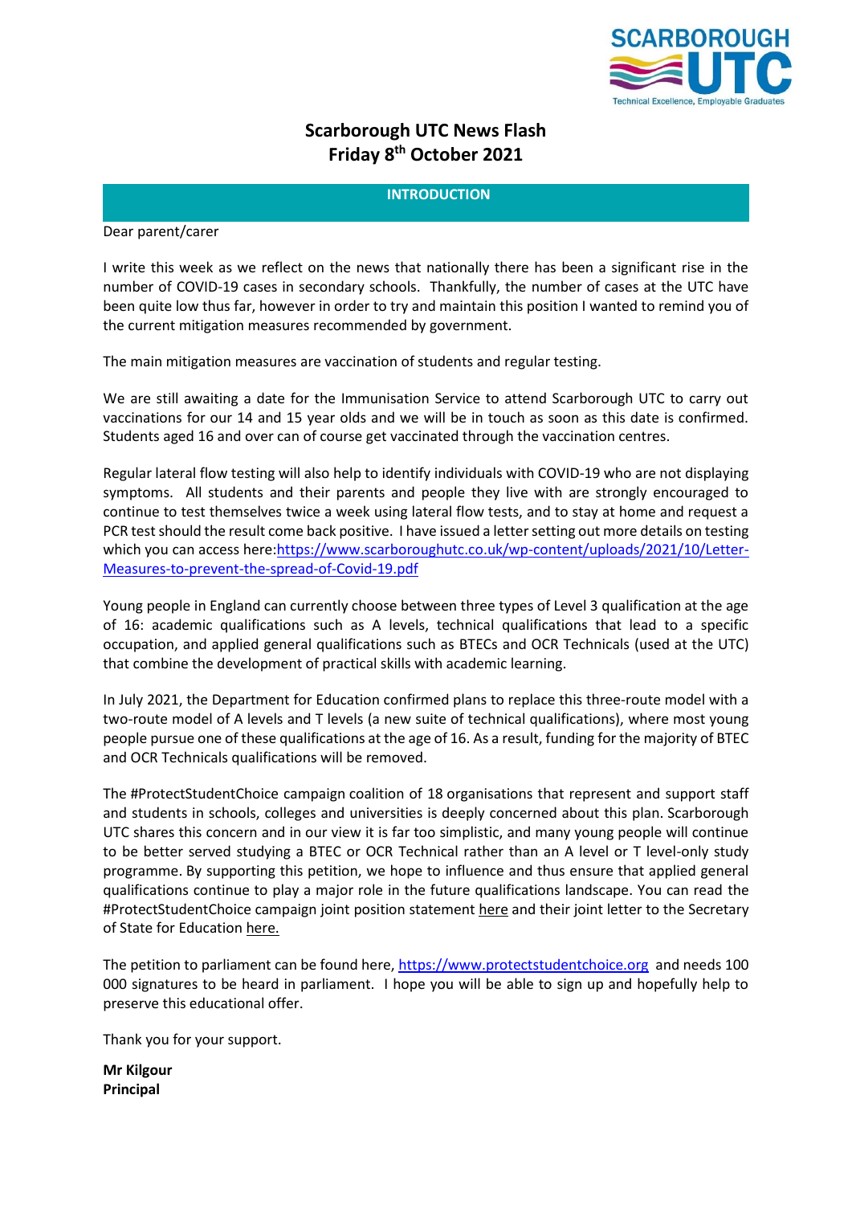# Scarborough UTC News Flash
# Friday 8th October 2021

## INTRODUCTION

Dear parent/carer

I write this week as we reflect on the news that nationally there has been a significant rise in the number of COVID-19 cases in secondary schools. Thankfully, the number of cases at the UTC have been quite low thus far, however in order to try and maintain this position I wanted to remind you of the current mitigation measures recommended by government.

The main mitigation measures are vaccination of students and regular testing.

We are still awaiting a date for the Immunisation Service to attend Scarborough UTC to carry out vaccinations for our 14 and 15 year olds and we will be in touch as soon as this date is confirmed. Students aged 16 and over can of course get vaccinated through the vaccination centres.

Regular lateral flow testing will also help to identify individuals with COVID-19 who are not displaying symptoms. All students and their parents and people they live with are strongly encouraged to continue to test themselves twice a week using lateral flow tests, and to stay at home and request a PCR test should the result come back positive. I have issued a letter setting out more details on testing which you can access here:https://www.scarboroughutc.co.uk/wp-content/uploads/2021/10/Letter-Measures-to-prevent-the-spread-of-Covid-19.pdf

Young people in England can currently choose between three types of Level 3 qualification at the age of 16: academic qualifications such as A levels, technical qualifications that lead to a specific occupation, and applied general qualifications such as BTECs and OCR Technicals (used at the UTC) that combine the development of practical skills with academic learning.

In July 2021, the Department for Education confirmed plans to replace this three-route model with a two-route model of A levels and T levels (a new suite of technical qualifications), where most young people pursue one of these qualifications at the age of 16. As a result, funding for the majority of BTEC and OCR Technicals qualifications will be removed.

The #ProtectStudentChoice campaign coalition of 18 organisations that represent and support staff and students in schools, colleges and universities is deeply concerned about this plan. Scarborough UTC shares this concern and in our view it is far too simplistic, and many young people will continue to be better served studying a BTEC or OCR Technical rather than an A level or T level-only study programme. By supporting this petition, we hope to influence and thus ensure that applied general qualifications continue to play a major role in the future qualifications landscape. You can read the #ProtectStudentChoice campaign joint position statement here and their joint letter to the Secretary of State for Education here.

The petition to parliament can be found here, https://www.protectstudentchoice.org and needs 100 000 signatures to be heard in parliament. I hope you will be able to sign up and hopefully help to preserve this educational offer.

Thank you for your support.

**Mr Kilgour**
**Principal**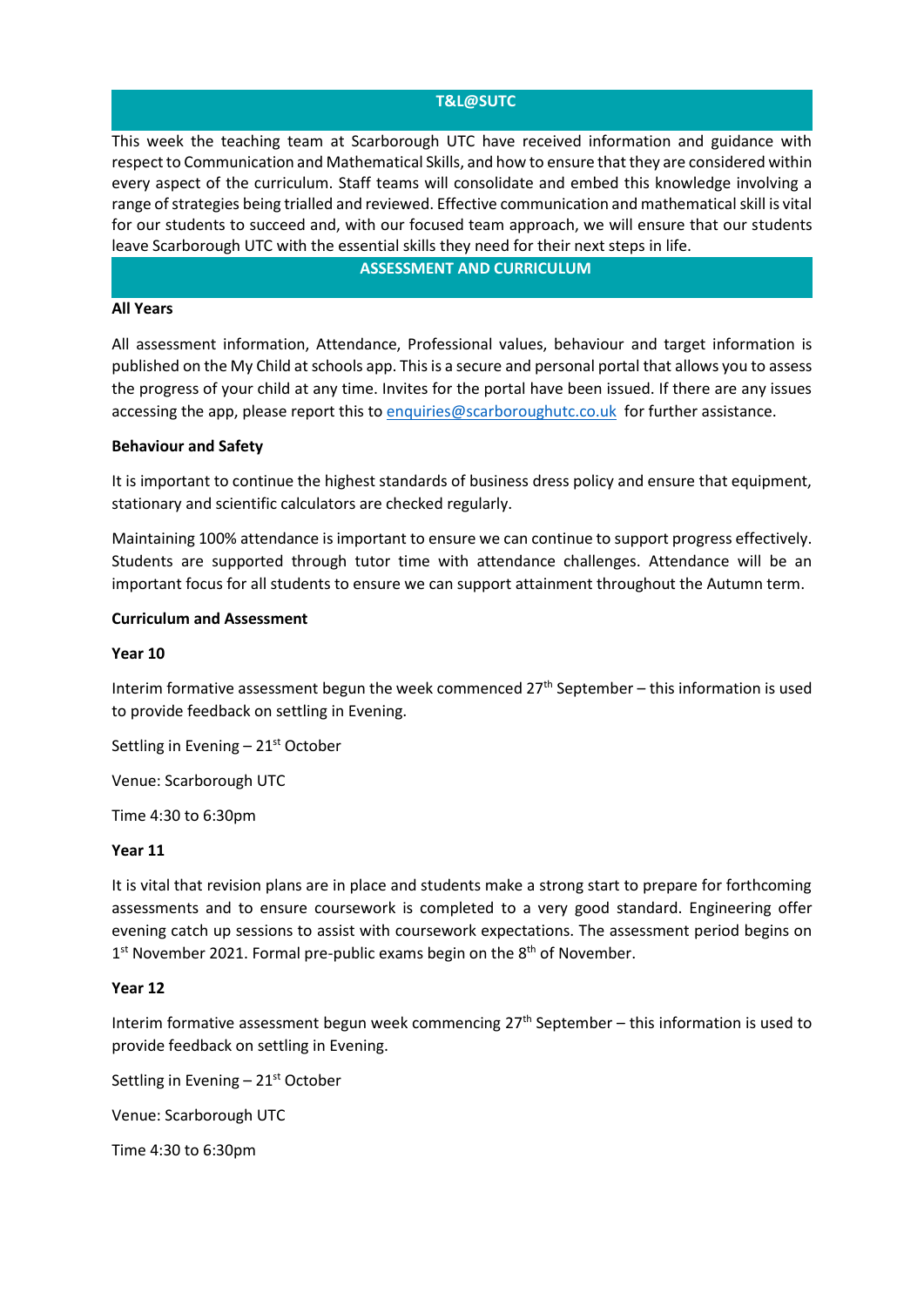## T&L@SUTC

This week the teaching team at Scarborough UTC have received information and guidance with respect to Communication and Mathematical Skills, and how to ensure that they are considered within every aspect of the curriculum. Staff teams will consolidate and embed this knowledge involving a range of strategies being trialled and reviewed. Effective communication and mathematical skill is vital for our students to succeed and, with our focused team approach, we will ensure that our students leave Scarborough UTC with the essential skills they need for their next steps in life.

## ASSESSMENT AND CURRICULUM

**All Years**

All assessment information, Attendance, Professional values, behaviour and target information is published on the My Child at schools app. This is a secure and personal portal that allows you to assess the progress of your child at any time. Invites for the portal have been issued. If there are any issues accessing the app, please report this to enquiries@scarboroughutc.co.uk for further assistance.

**Behaviour and Safety**

It is important to continue the highest standards of business dress policy and ensure that equipment, stationary and scientific calculators are checked regularly.

Maintaining 100% attendance is important to ensure we can continue to support progress effectively. Students are supported through tutor time with attendance challenges. Attendance will be an important focus for all students to ensure we can support attainment throughout the Autumn term.

**Curriculum and Assessment**

**Year 10**

Interim formative assessment begun the week commenced 27th September – this information is used to provide feedback on settling in Evening.

Settling in Evening – 21st October

Venue: Scarborough UTC

Time 4:30 to 6:30pm

**Year 11**

It is vital that revision plans are in place and students make a strong start to prepare for forthcoming assessments and to ensure coursework is completed to a very good standard. Engineering offer evening catch up sessions to assist with coursework expectations. The assessment period begins on 1st November 2021. Formal pre-public exams begin on the 8th of November.

**Year 12**

Interim formative assessment begun week commencing 27th September – this information is used to provide feedback on settling in Evening.

Settling in Evening – 21st October

Venue: Scarborough UTC

Time 4:30 to 6:30pm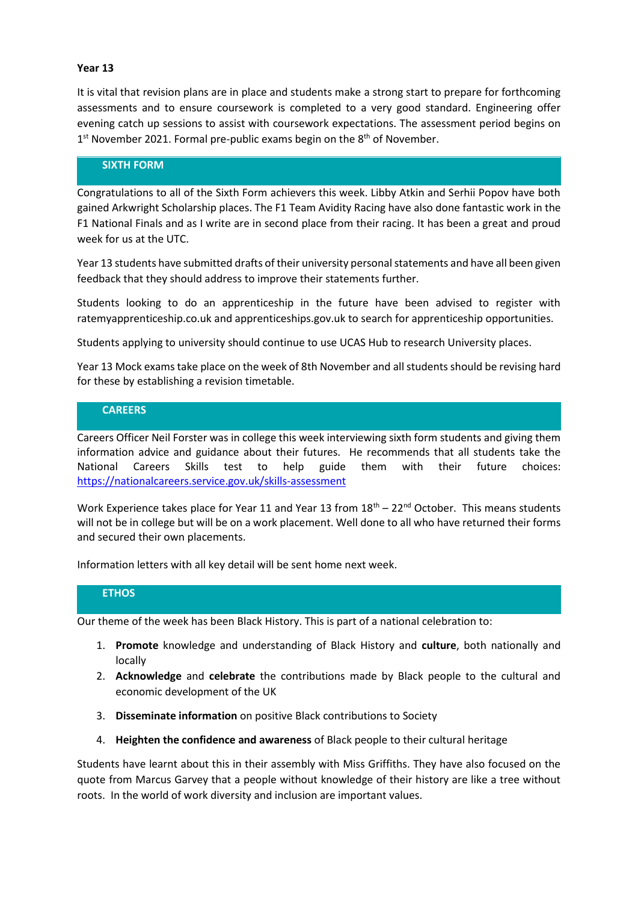**Year 13**

It is vital that revision plans are in place and students make a strong start to prepare for forthcoming assessments and to ensure coursework is completed to a very good standard. Engineering offer evening catch up sessions to assist with coursework expectations. The assessment period begins on 1st November 2021. Formal pre-public exams begin on the 8th of November.

## SIXTH FORM

Congratulations to all of the Sixth Form achievers this week. Libby Atkin and Serhii Popov have both gained Arkwright Scholarship places. The F1 Team Avidity Racing have also done fantastic work in the F1 National Finals and as I write are in second place from their racing. It has been a great and proud week for us at the UTC.

Year 13 students have submitted drafts of their university personal statements and have all been given feedback that they should address to improve their statements further.

Students looking to do an apprenticeship in the future have been advised to register with ratemyapprenticeship.co.uk and apprenticeships.gov.uk to search for apprenticeship opportunities.

Students applying to university should continue to use UCAS Hub to research University places.

Year 13 Mock exams take place on the week of 8th November and all students should be revising hard for these by establishing a revision timetable.

## CAREERS

Careers Officer Neil Forster was in college this week interviewing sixth form students and giving them information advice and guidance about their futures. He recommends that all students take the National Careers Skills test to help guide them with their future choices: [https://nationalcareers.service.gov.uk/skills-assessment](https://nationalcareers.service.gov.uk/skills-assessment)

Work Experience takes place for Year 11 and Year 13 from 18th – 22nd October. This means students will not be in college but will be on a work placement. Well done to all who have returned their forms and secured their own placements.

Information letters with all key detail will be sent home next week.

## ETHOS

Our theme of the week has been Black History. This is part of a national celebration to:

1. **Promote** knowledge and understanding of Black History and **culture**, both nationally and locally
2. **Acknowledge** and **celebrate** the contributions made by Black people to the cultural and economic development of the UK
3. **Disseminate information** on positive Black contributions to Society
4. **Heighten the confidence and awareness** of Black people to their cultural heritage

Students have learnt about this in their assembly with Miss Griffiths. They have also focused on the quote from Marcus Garvey that a people without knowledge of their history are like a tree without roots. In the world of work diversity and inclusion are important values.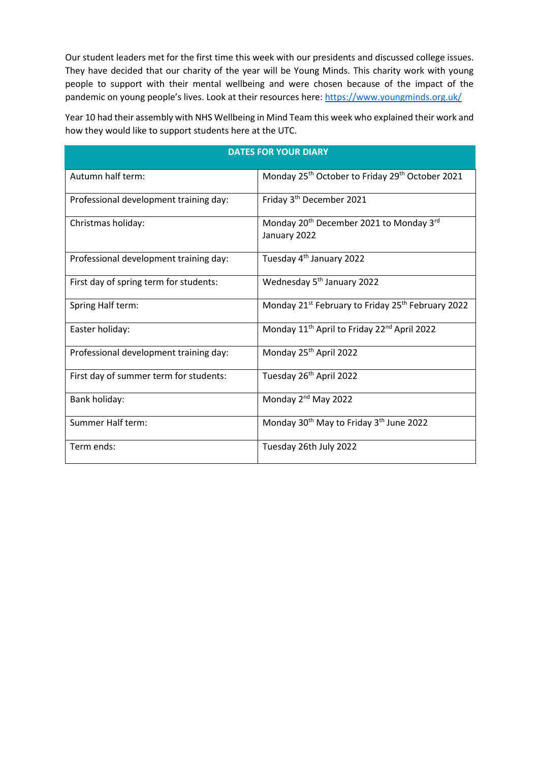Our student leaders met for the first time this week with our presidents and discussed college issues. They have decided that our charity of the year will be Young Minds. This charity work with young people to support with their mental wellbeing and were chosen because of the impact of the pandemic on young people's lives. Look at their resources here: https://www.youngminds.org.uk/

Year 10 had their assembly with NHS Wellbeing in Mind Team this week who explained their work and how they would like to support students here at the UTC.

| DATES FOR YOUR DIARY | |
|---|---|
| Autumn half term: | Monday 25th October to Friday 29th October 2021 |
| Professional development training day: | Friday 3rd December 2021 |
| Christmas holiday: | Monday 20th December 2021 to Monday 3rd January 2022 |
| Professional development training day: | Tuesday 4th January 2022 |
| First day of spring term for students: | Wednesday 5th January 2022 |
| Spring Half term: | Monday 21st February to Friday 25th February 2022 |
| Easter holiday: | Monday 11th April to Friday 22nd April 2022 |
| Professional development training day: | Monday 25th April 2022 |
| First day of summer term for students: | Tuesday 26th April 2022 |
| Bank holiday: | Monday 2nd May 2022 |
| Summer Half term: | Monday 30th May to Friday 3th June 2022 |
| Term ends: | Tuesday 26th July 2022 |